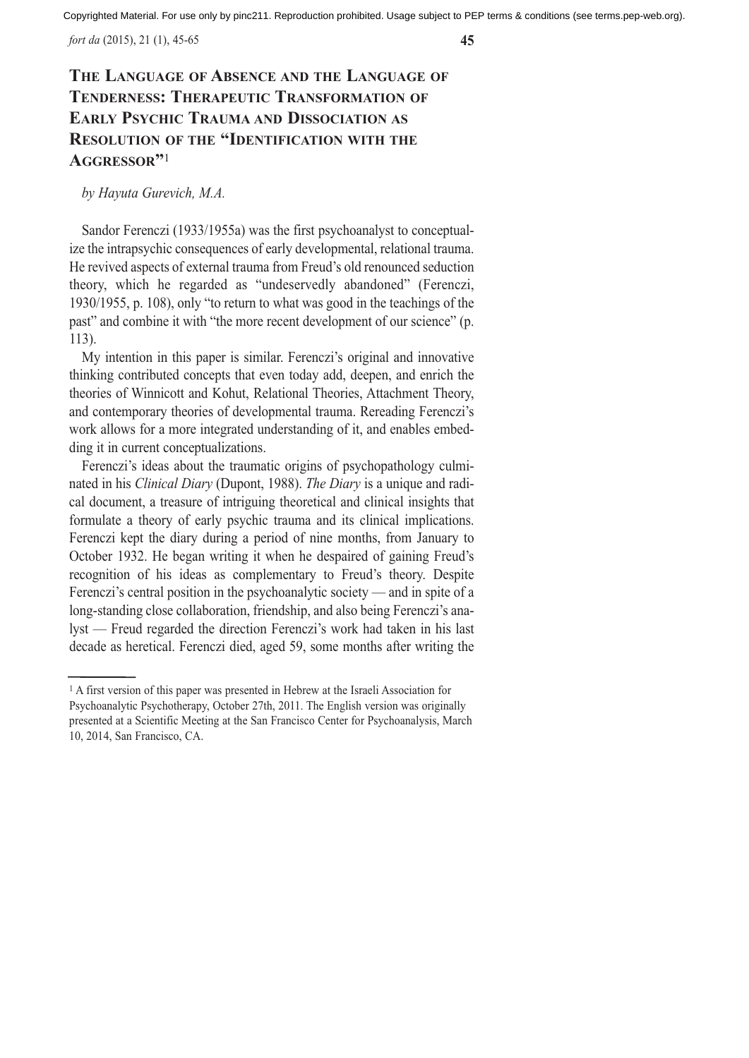# The Language of Absence and the Language of Tenderness: Therapeutic Transformation of Early Psychic Trauma and Dissociation as Resolution of the "Identification with the Aggressor"[1]

*by Hayuta Gurevich, M.A.*

Sandor Ferenczi (1933/1955a) was the first psychoanalyst to conceptualize the intrapsychic consequences of early developmental, relational trauma. He revived aspects of external trauma from Freud's old renounced seduction theory, which he regarded as "undeservedly abandoned" (Ferenczi, 1930/1955, p. 108), only "to return to what was good in the teachings of the past" and combine it with "the more recent development of our science" (p. 113).

My intention in this paper is similar. Ferenczi's original and innovative thinking contributed concepts that even today add, deepen, and enrich the theories of Winnicott and Kohut, Relational Theories, Attachment Theory, and contemporary theories of developmental trauma. Rereading Ferenczi's work allows for a more integrated understanding of it, and enables embedding it in current conceptualizations.

Ferenczi's ideas about the traumatic origins of psychopathology culminated in his *Clinical Diary* (Dupont, 1988). *The Diary* is a unique and radical document, a treasure of intriguing theoretical and clinical insights that formulate a theory of early psychic trauma and its clinical implications. Ferenczi kept the diary during a period of nine months, from January to October 1932. He began writing it when he despaired of gaining Freud's recognition of his ideas as complementary to Freud's theory. Despite Ferenczi's central position in the psychoanalytic society — and in spite of a long-standing close collaboration, friendship, and also being Ferenczi's analyst — Freud regarded the direction Ferenczi's work had taken in his last decade as heretical. Ferenczi died, aged 59, some months after writing the

---

[1] A first version of this paper was presented in Hebrew at the Israeli Association for Psychoanalytic Psychotherapy, October 27th, 2011. The English version was originally presented at a Scientific Meeting at the San Francisco Center for Psychoanalysis, March 10, 2014, San Francisco, CA.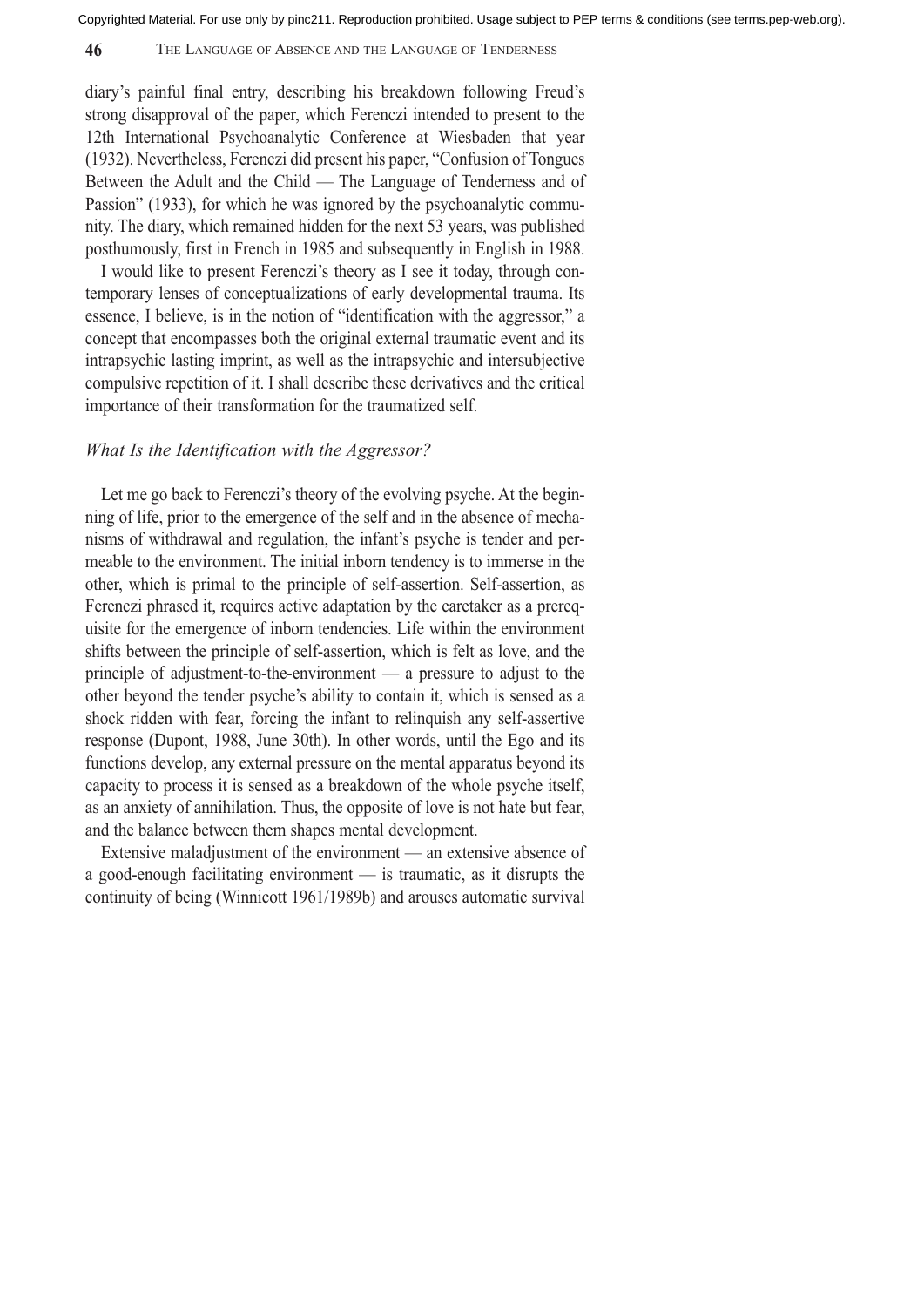diary's painful final entry, describing his breakdown following Freud's strong disapproval of the paper, which Ferenczi intended to present to the 12th International Psychoanalytic Conference at Wiesbaden that year (1932). Nevertheless, Ferenczi did present his paper, "Confusion of Tongues Between the Adult and the Child — The Language of Tenderness and of Passion" (1933), for which he was ignored by the psychoanalytic community. The diary, which remained hidden for the next 53 years, was published posthumously, first in French in 1985 and subsequently in English in 1988.

I would like to present Ferenczi's theory as I see it today, through contemporary lenses of conceptualizations of early developmental trauma. Its essence, I believe, is in the notion of "identification with the aggressor," a concept that encompasses both the original external traumatic event and its intrapsychic lasting imprint, as well as the intrapsychic and intersubjective compulsive repetition of it. I shall describe these derivatives and the critical importance of their transformation for the traumatized self.

### *What Is the Identification with the Aggressor?*

Let me go back to Ferenczi's theory of the evolving psyche. At the beginning of life, prior to the emergence of the self and in the absence of mechanisms of withdrawal and regulation, the infant's psyche is tender and permeable to the environment. The initial inborn tendency is to immerse in the other, which is primal to the principle of self-assertion. Self-assertion, as Ferenczi phrased it, requires active adaptation by the caretaker as a prerequisite for the emergence of inborn tendencies. Life within the environment shifts between the principle of self-assertion, which is felt as love, and the principle of adjustment-to-the-environment — a pressure to adjust to the other beyond the tender psyche's ability to contain it, which is sensed as a shock ridden with fear, forcing the infant to relinquish any self-assertive response (Dupont, 1988, June 30th). In other words, until the Ego and its functions develop, any external pressure on the mental apparatus beyond its capacity to process it is sensed as a breakdown of the whole psyche itself, as an anxiety of annihilation. Thus, the opposite of love is not hate but fear, and the balance between them shapes mental development.

Extensive maladjustment of the environment — an extensive absence of a good-enough facilitating environment — is traumatic, as it disrupts the continuity of being (Winnicott 1961/1989b) and arouses automatic survival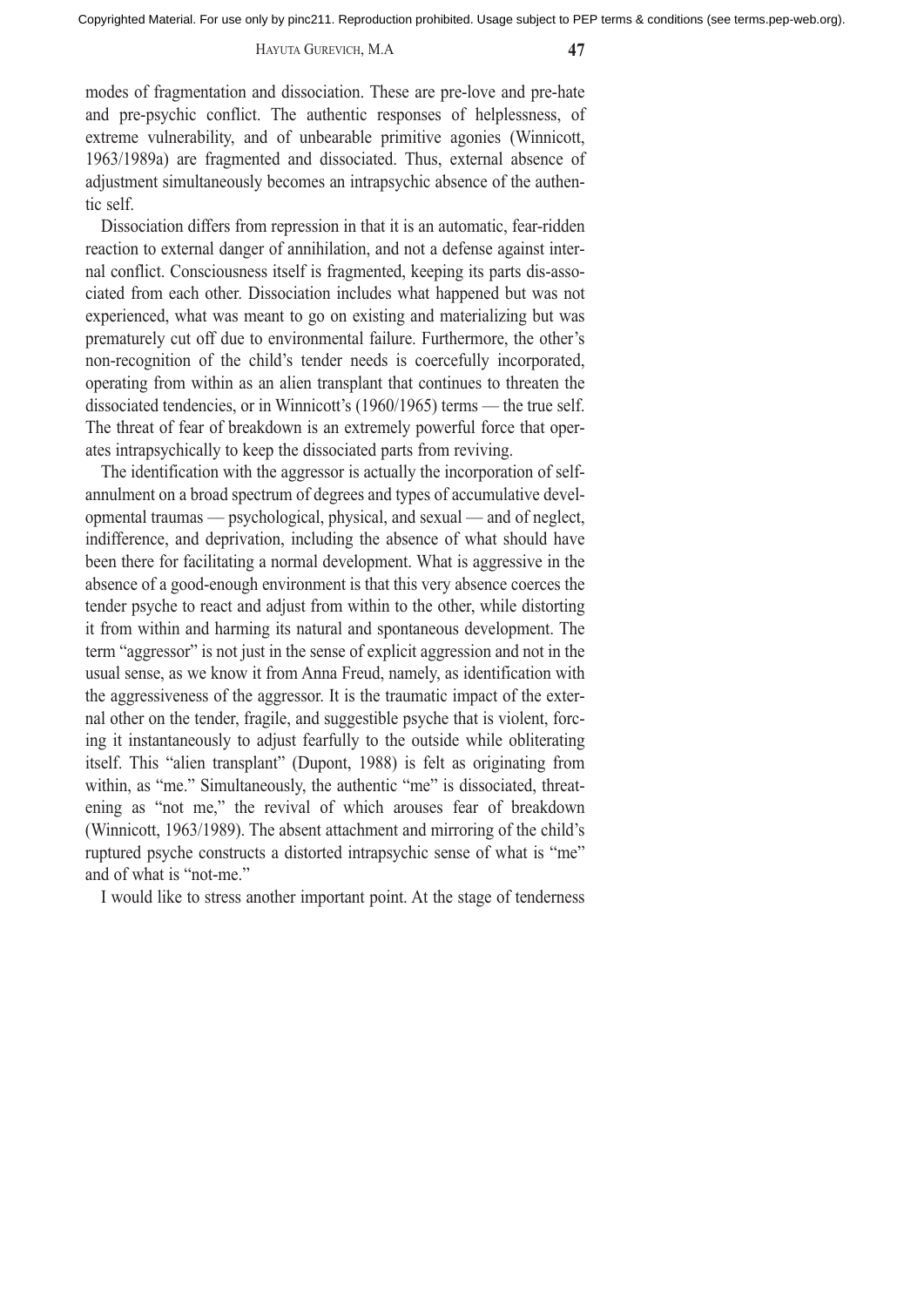modes of fragmentation and dissociation. These are pre-love and pre-hate and pre-psychic conflict. The authentic responses of helplessness, of extreme vulnerability, and of unbearable primitive agonies (Winnicott, 1963/1989a) are fragmented and dissociated. Thus, external absence of adjustment simultaneously becomes an intrapsychic absence of the authentic self.

Dissociation differs from repression in that it is an automatic, fear-ridden reaction to external danger of annihilation, and not a defense against internal conflict. Consciousness itself is fragmented, keeping its parts dis-associated from each other. Dissociation includes what happened but was not experienced, what was meant to go on existing and materializing but was prematurely cut off due to environmental failure. Furthermore, the other's non-recognition of the child's tender needs is coercefully incorporated, operating from within as an alien transplant that continues to threaten the dissociated tendencies, or in Winnicott's (1960/1965) terms — the true self. The threat of fear of breakdown is an extremely powerful force that operates intrapsychically to keep the dissociated parts from reviving.

The identification with the aggressor is actually the incorporation of self-annulment on a broad spectrum of degrees and types of accumulative developmental traumas — psychological, physical, and sexual — and of neglect, indifference, and deprivation, including the absence of what should have been there for facilitating a normal development. What is aggressive in the absence of a good-enough environment is that this very absence coerces the tender psyche to react and adjust from within to the other, while distorting it from within and harming its natural and spontaneous development. The term "aggressor" is not just in the sense of explicit aggression and not in the usual sense, as we know it from Anna Freud, namely, as identification with the aggressiveness of the aggressor. It is the traumatic impact of the external other on the tender, fragile, and suggestible psyche that is violent, forcing it instantaneously to adjust fearfully to the outside while obliterating itself. This "alien transplant" (Dupont, 1988) is felt as originating from within, as "me." Simultaneously, the authentic "me" is dissociated, threatening as "not me," the revival of which arouses fear of breakdown (Winnicott, 1963/1989). The absent attachment and mirroring of the child's ruptured psyche constructs a distorted intrapsychic sense of what is "me" and of what is "not-me."

I would like to stress another important point. At the stage of tenderness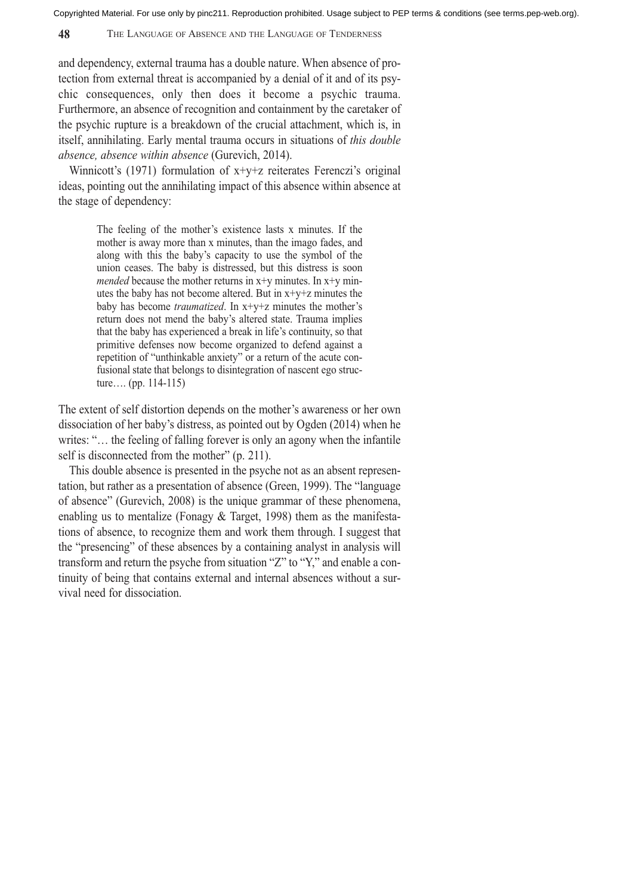and dependency, external trauma has a double nature. When absence of protection from external threat is accompanied by a denial of it and of its psychic consequences, only then does it become a psychic trauma. Furthermore, an absence of recognition and containment by the caretaker of the psychic rupture is a breakdown of the crucial attachment, which is, in itself, annihilating. Early mental trauma occurs in situations of *this double absence, absence within absence* (Gurevich, 2014).

Winnicott's (1971) formulation of x+y+z reiterates Ferenczi's original ideas, pointing out the annihilating impact of this absence within absence at the stage of dependency:

> The feeling of the mother's existence lasts x minutes. If the mother is away more than x minutes, than the imago fades, and along with this the baby's capacity to use the symbol of the union ceases. The baby is distressed, but this distress is soon *mended* because the mother returns in x+y minutes. In x+y minutes the baby has not become altered. But in x+y+z minutes the baby has become *traumatized*. In x+y+z minutes the mother's return does not mend the baby's altered state. Trauma implies that the baby has experienced a break in life's continuity, so that primitive defenses now become organized to defend against a repetition of "unthinkable anxiety" or a return of the acute confusional state that belongs to disintegration of nascent ego structure…. (pp. 114-115)

The extent of self distortion depends on the mother's awareness or her own dissociation of her baby's distress, as pointed out by Ogden (2014) when he writes: "… the feeling of falling forever is only an agony when the infantile self is disconnected from the mother" (p. 211).

This double absence is presented in the psyche not as an absent representation, but rather as a presentation of absence (Green, 1999). The "language of absence" (Gurevich, 2008) is the unique grammar of these phenomena, enabling us to mentalize (Fonagy & Target, 1998) them as the manifestations of absence, to recognize them and work them through. I suggest that the "presencing" of these absences by a containing analyst in analysis will transform and return the psyche from situation "Z" to "Y," and enable a continuity of being that contains external and internal absences without a survival need for dissociation.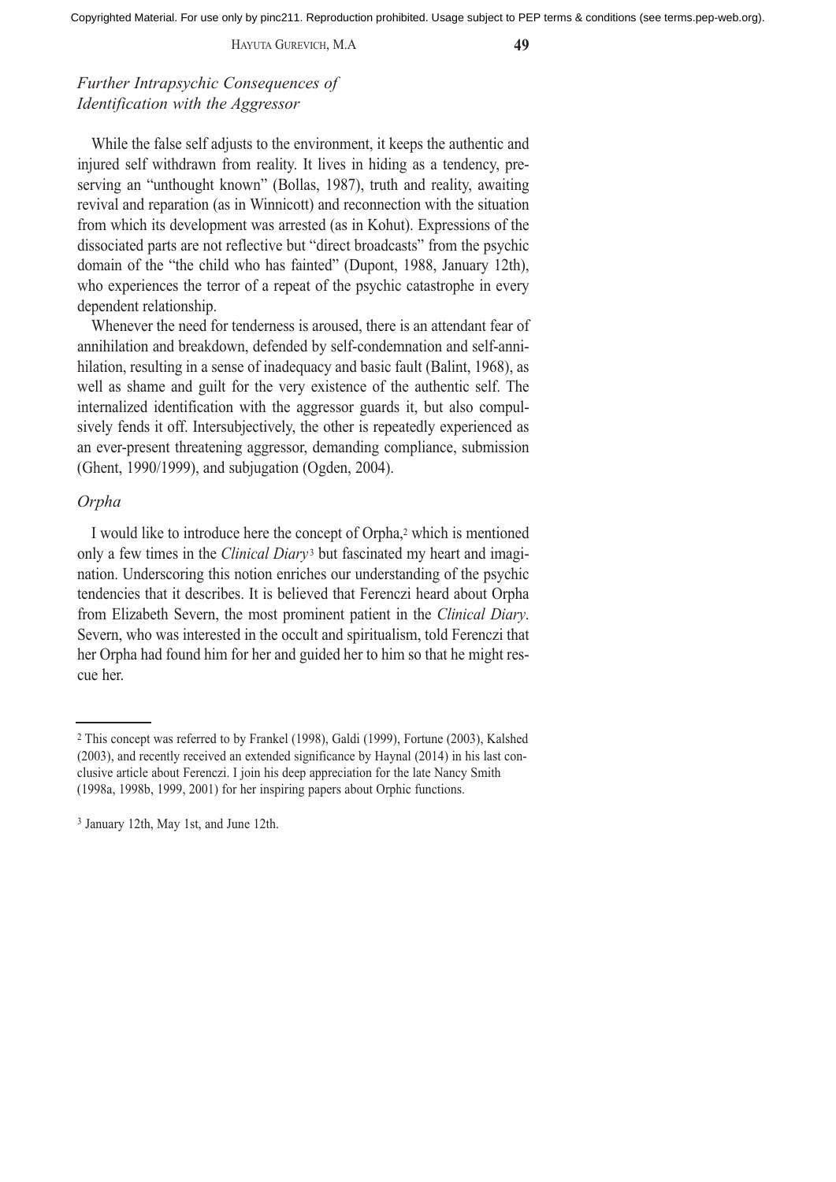### *Further Intrapsychic Consequences of Identification with the Aggressor*

While the false self adjusts to the environment, it keeps the authentic and injured self withdrawn from reality. It lives in hiding as a tendency, preserving an "unthought known" (Bollas, 1987), truth and reality, awaiting revival and reparation (as in Winnicott) and reconnection with the situation from which its development was arrested (as in Kohut). Expressions of the dissociated parts are not reflective but "direct broadcasts" from the psychic domain of the "the child who has fainted" (Dupont, 1988, January 12th), who experiences the terror of a repeat of the psychic catastrophe in every dependent relationship.

Whenever the need for tenderness is aroused, there is an attendant fear of annihilation and breakdown, defended by self-condemnation and self-annihilation, resulting in a sense of inadequacy and basic fault (Balint, 1968), as well as shame and guilt for the very existence of the authentic self. The internalized identification with the aggressor guards it, but also compulsively fends it off. Intersubjectively, the other is repeatedly experienced as an ever-present threatening aggressor, demanding compliance, submission (Ghent, 1990/1999), and subjugation (Ogden, 2004).

### *Orpha*

I would like to introduce here the concept of Orpha,[2] which is mentioned only a few times in the *Clinical Diary*[3] but fascinated my heart and imagination. Underscoring this notion enriches our understanding of the psychic tendencies that it describes. It is believed that Ferenczi heard about Orpha from Elizabeth Severn, the most prominent patient in the *Clinical Diary*. Severn, who was interested in the occult and spiritualism, told Ferenczi that her Orpha had found him for her and guided her to him so that he might rescue her.

---

[2] This concept was referred to by Frankel (1998), Galdi (1999), Fortune (2003), Kalshed (2003), and recently received an extended significance by Haynal (2014) in his last conclusive article about Ferenczi. I join his deep appreciation for the late Nancy Smith (1998a, 1998b, 1999, 2001) for her inspiring papers about Orphic functions.

[3] January 12th, May 1st, and June 12th.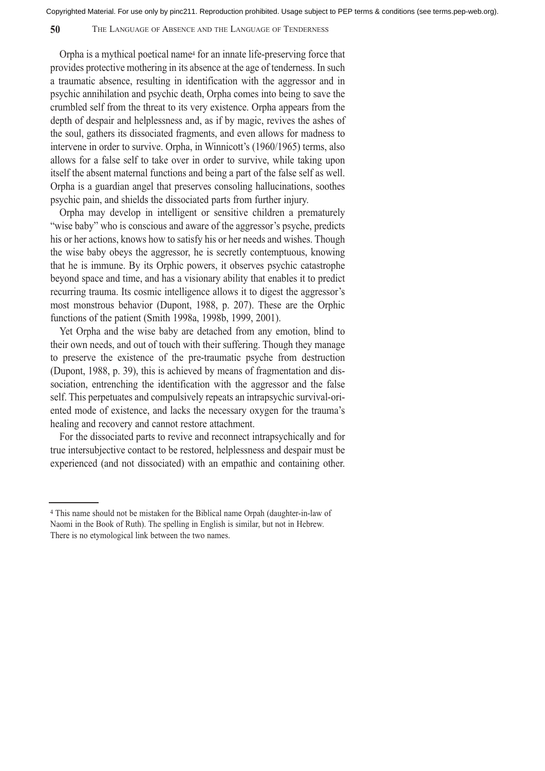Orpha is a mythical poetical name[4] for an innate life-preserving force that provides protective mothering in its absence at the age of tenderness. In such a traumatic absence, resulting in identification with the aggressor and in psychic annihilation and psychic death, Orpha comes into being to save the crumbled self from the threat to its very existence. Orpha appears from the depth of despair and helplessness and, as if by magic, revives the ashes of the soul, gathers its dissociated fragments, and even allows for madness to intervene in order to survive. Orpha, in Winnicott's (1960/1965) terms, also allows for a false self to take over in order to survive, while taking upon itself the absent maternal functions and being a part of the false self as well. Orpha is a guardian angel that preserves consoling hallucinations, soothes psychic pain, and shields the dissociated parts from further injury.

Orpha may develop in intelligent or sensitive children a prematurely "wise baby" who is conscious and aware of the aggressor's psyche, predicts his or her actions, knows how to satisfy his or her needs and wishes. Though the wise baby obeys the aggressor, he is secretly contemptuous, knowing that he is immune. By its Orphic powers, it observes psychic catastrophe beyond space and time, and has a visionary ability that enables it to predict recurring trauma. Its cosmic intelligence allows it to digest the aggressor's most monstrous behavior (Dupont, 1988, p. 207). These are the Orphic functions of the patient (Smith 1998a, 1998b, 1999, 2001).

Yet Orpha and the wise baby are detached from any emotion, blind to their own needs, and out of touch with their suffering. Though they manage to preserve the existence of the pre-traumatic psyche from destruction (Dupont, 1988, p. 39), this is achieved by means of fragmentation and dissociation, entrenching the identification with the aggressor and the false self. This perpetuates and compulsively repeats an intrapsychic survival-oriented mode of existence, and lacks the necessary oxygen for the trauma's healing and recovery and cannot restore attachment.

For the dissociated parts to revive and reconnect intrapsychically and for true intersubjective contact to be restored, helplessness and despair must be experienced (and not dissociated) with an empathic and containing other.

---

[4] This name should not be mistaken for the Biblical name Orpah (daughter-in-law of Naomi in the Book of Ruth). The spelling in English is similar, but not in Hebrew. There is no etymological link between the two names.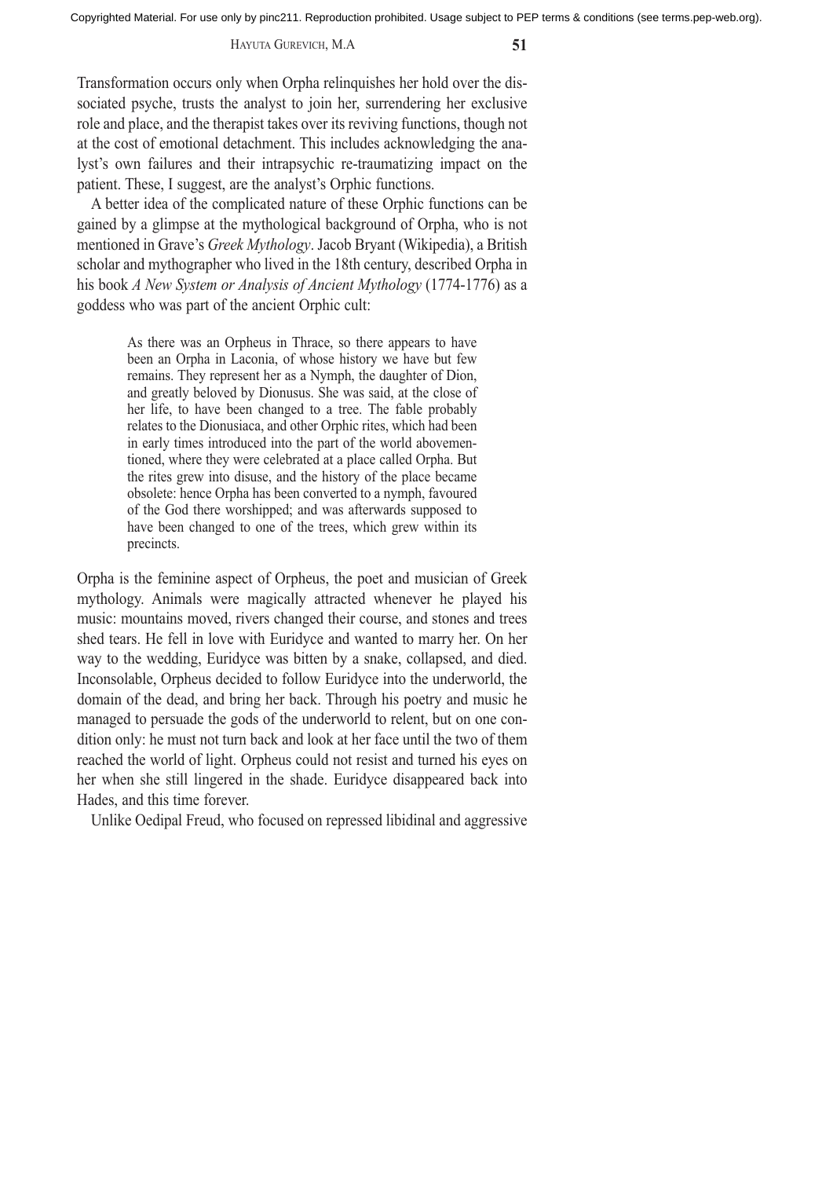Transformation occurs only when Orpha relinquishes her hold over the dissociated psyche, trusts the analyst to join her, surrendering her exclusive role and place, and the therapist takes over its reviving functions, though not at the cost of emotional detachment. This includes acknowledging the analyst's own failures and their intrapsychic re-traumatizing impact on the patient. These, I suggest, are the analyst's Orphic functions.

A better idea of the complicated nature of these Orphic functions can be gained by a glimpse at the mythological background of Orpha, who is not mentioned in Grave's *Greek Mythology*. Jacob Bryant (Wikipedia), a British scholar and mythographer who lived in the 18th century, described Orpha in his book *A New System or Analysis of Ancient Mythology* (1774-1776) as a goddess who was part of the ancient Orphic cult:

> As there was an Orpheus in Thrace, so there appears to have been an Orpha in Laconia, of whose history we have but few remains. They represent her as a Nymph, the daughter of Dion, and greatly beloved by Dionusus. She was said, at the close of her life, to have been changed to a tree. The fable probably relates to the Dionusiaca, and other Orphic rites, which had been in early times introduced into the part of the world abovementioned, where they were celebrated at a place called Orpha. But the rites grew into disuse, and the history of the place became obsolete: hence Orpha has been converted to a nymph, favoured of the God there worshipped; and was afterwards supposed to have been changed to one of the trees, which grew within its precincts.

Orpha is the feminine aspect of Orpheus, the poet and musician of Greek mythology. Animals were magically attracted whenever he played his music: mountains moved, rivers changed their course, and stones and trees shed tears. He fell in love with Euridyce and wanted to marry her. On her way to the wedding, Euridyce was bitten by a snake, collapsed, and died. Inconsolable, Orpheus decided to follow Euridyce into the underworld, the domain of the dead, and bring her back. Through his poetry and music he managed to persuade the gods of the underworld to relent, but on one condition only: he must not turn back and look at her face until the two of them reached the world of light. Orpheus could not resist and turned his eyes on her when she still lingered in the shade. Euridyce disappeared back into Hades, and this time forever.

Unlike Oedipal Freud, who focused on repressed libidinal and aggressive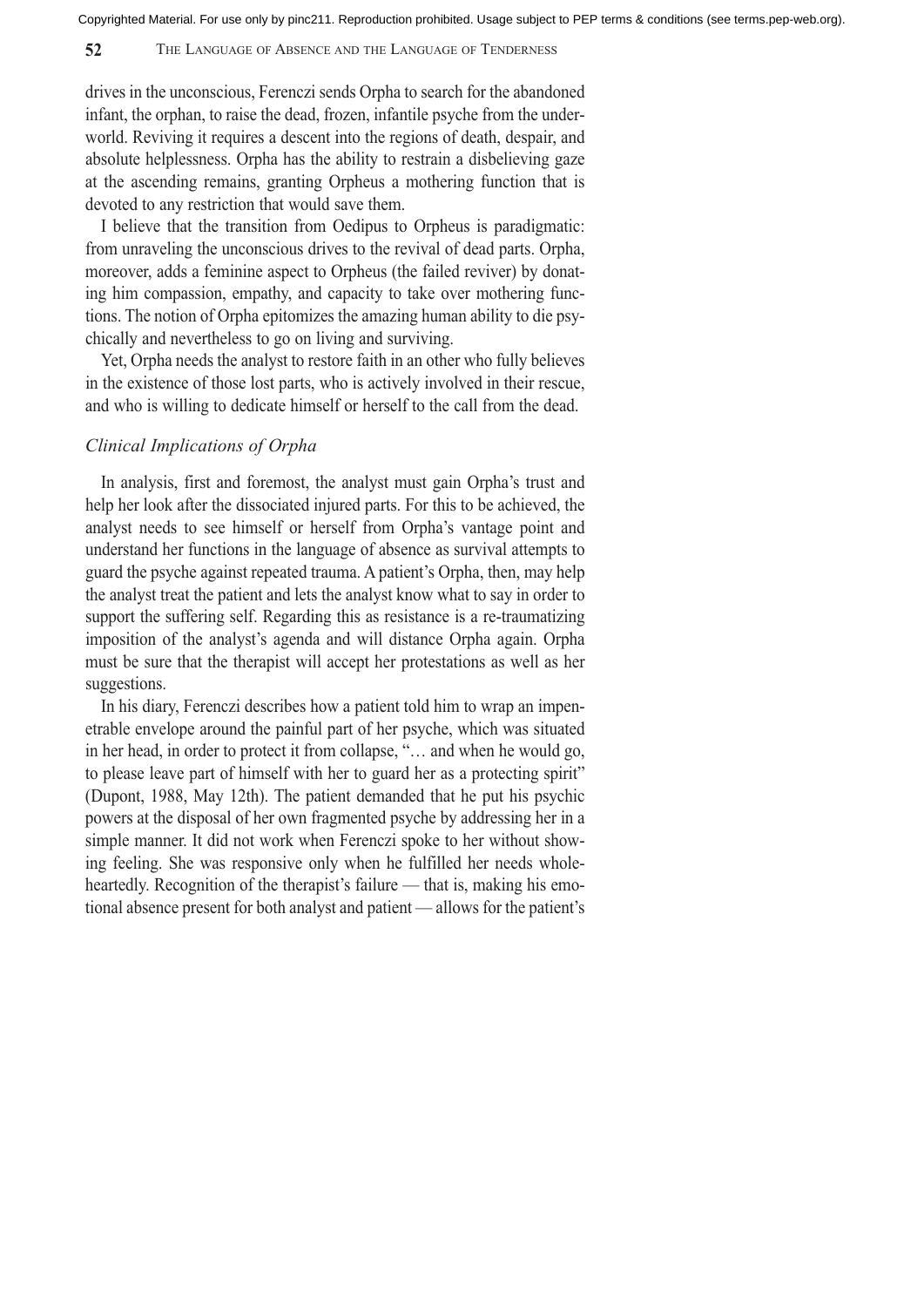drives in the unconscious, Ferenczi sends Orpha to search for the abandoned infant, the orphan, to raise the dead, frozen, infantile psyche from the underworld. Reviving it requires a descent into the regions of death, despair, and absolute helplessness. Orpha has the ability to restrain a disbelieving gaze at the ascending remains, granting Orpheus a mothering function that is devoted to any restriction that would save them.

I believe that the transition from Oedipus to Orpheus is paradigmatic: from unraveling the unconscious drives to the revival of dead parts. Orpha, moreover, adds a feminine aspect to Orpheus (the failed reviver) by donating him compassion, empathy, and capacity to take over mothering functions. The notion of Orpha epitomizes the amazing human ability to die psychically and nevertheless to go on living and surviving.

Yet, Orpha needs the analyst to restore faith in an other who fully believes in the existence of those lost parts, who is actively involved in their rescue, and who is willing to dedicate himself or herself to the call from the dead.

### *Clinical Implications of Orpha*

In analysis, first and foremost, the analyst must gain Orpha's trust and help her look after the dissociated injured parts. For this to be achieved, the analyst needs to see himself or herself from Orpha's vantage point and understand her functions in the language of absence as survival attempts to guard the psyche against repeated trauma. A patient's Orpha, then, may help the analyst treat the patient and lets the analyst know what to say in order to support the suffering self. Regarding this as resistance is a re-traumatizing imposition of the analyst's agenda and will distance Orpha again. Orpha must be sure that the therapist will accept her protestations as well as her suggestions.

In his diary, Ferenczi describes how a patient told him to wrap an impenetrable envelope around the painful part of her psyche, which was situated in her head, in order to protect it from collapse, "… and when he would go, to please leave part of himself with her to guard her as a protecting spirit" (Dupont, 1988, May 12th). The patient demanded that he put his psychic powers at the disposal of her own fragmented psyche by addressing her in a simple manner. It did not work when Ferenczi spoke to her without showing feeling. She was responsive only when he fulfilled her needs wholeheartedly. Recognition of the therapist's failure — that is, making his emotional absence present for both analyst and patient — allows for the patient's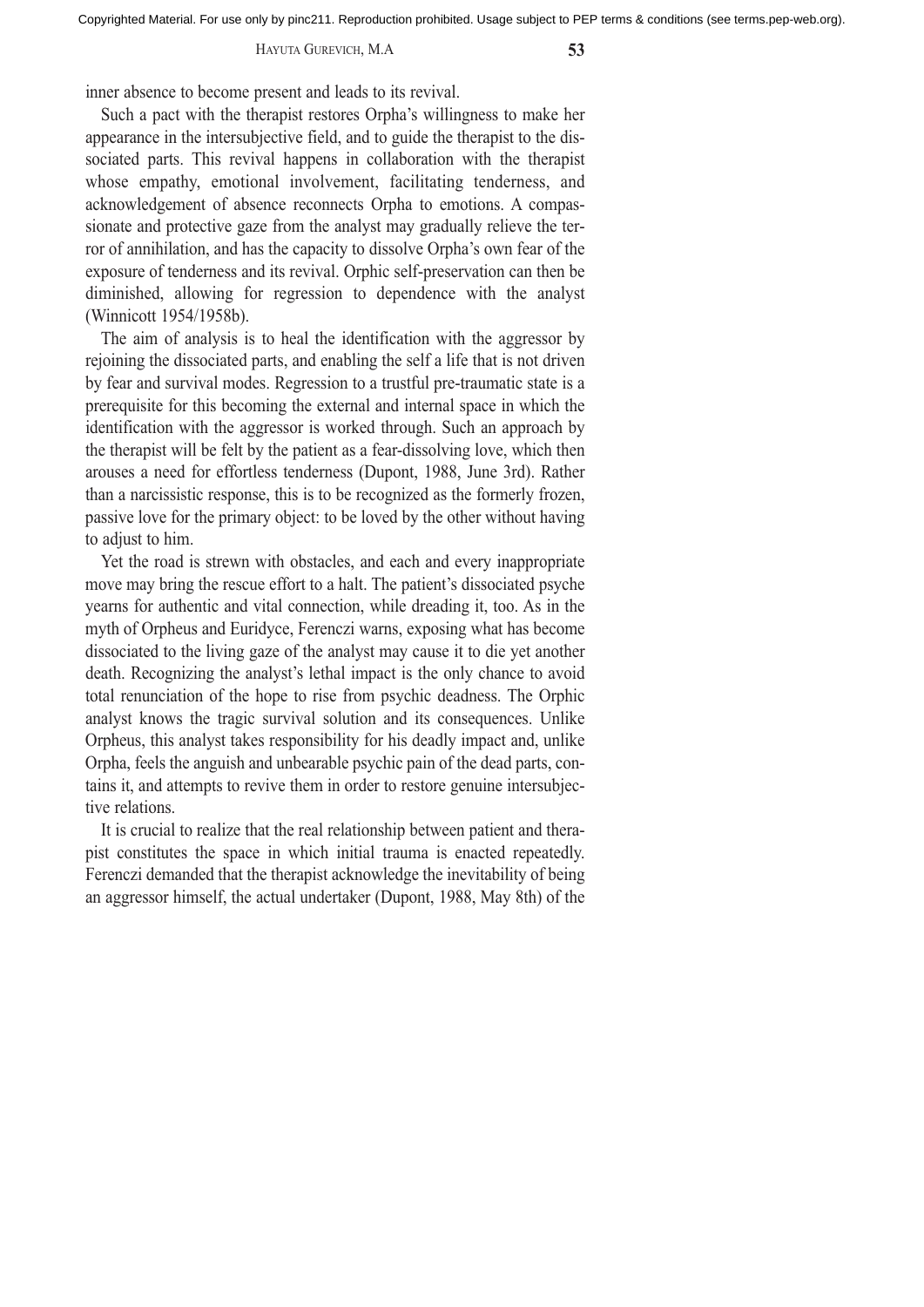inner absence to become present and leads to its revival.

Such a pact with the therapist restores Orpha's willingness to make her appearance in the intersubjective field, and to guide the therapist to the dissociated parts. This revival happens in collaboration with the therapist whose empathy, emotional involvement, facilitating tenderness, and acknowledgement of absence reconnects Orpha to emotions. A compassionate and protective gaze from the analyst may gradually relieve the terror of annihilation, and has the capacity to dissolve Orpha's own fear of the exposure of tenderness and its revival. Orphic self-preservation can then be diminished, allowing for regression to dependence with the analyst (Winnicott 1954/1958b).

The aim of analysis is to heal the identification with the aggressor by rejoining the dissociated parts, and enabling the self a life that is not driven by fear and survival modes. Regression to a trustful pre-traumatic state is a prerequisite for this becoming the external and internal space in which the identification with the aggressor is worked through. Such an approach by the therapist will be felt by the patient as a fear-dissolving love, which then arouses a need for effortless tenderness (Dupont, 1988, June 3rd). Rather than a narcissistic response, this is to be recognized as the formerly frozen, passive love for the primary object: to be loved by the other without having to adjust to him.

Yet the road is strewn with obstacles, and each and every inappropriate move may bring the rescue effort to a halt. The patient's dissociated psyche yearns for authentic and vital connection, while dreading it, too. As in the myth of Orpheus and Euridyce, Ferenczi warns, exposing what has become dissociated to the living gaze of the analyst may cause it to die yet another death. Recognizing the analyst's lethal impact is the only chance to avoid total renunciation of the hope to rise from psychic deadness. The Orphic analyst knows the tragic survival solution and its consequences. Unlike Orpheus, this analyst takes responsibility for his deadly impact and, unlike Orpha, feels the anguish and unbearable psychic pain of the dead parts, contains it, and attempts to revive them in order to restore genuine intersubjective relations.

It is crucial to realize that the real relationship between patient and therapist constitutes the space in which initial trauma is enacted repeatedly. Ferenczi demanded that the therapist acknowledge the inevitability of being an aggressor himself, the actual undertaker (Dupont, 1988, May 8th) of the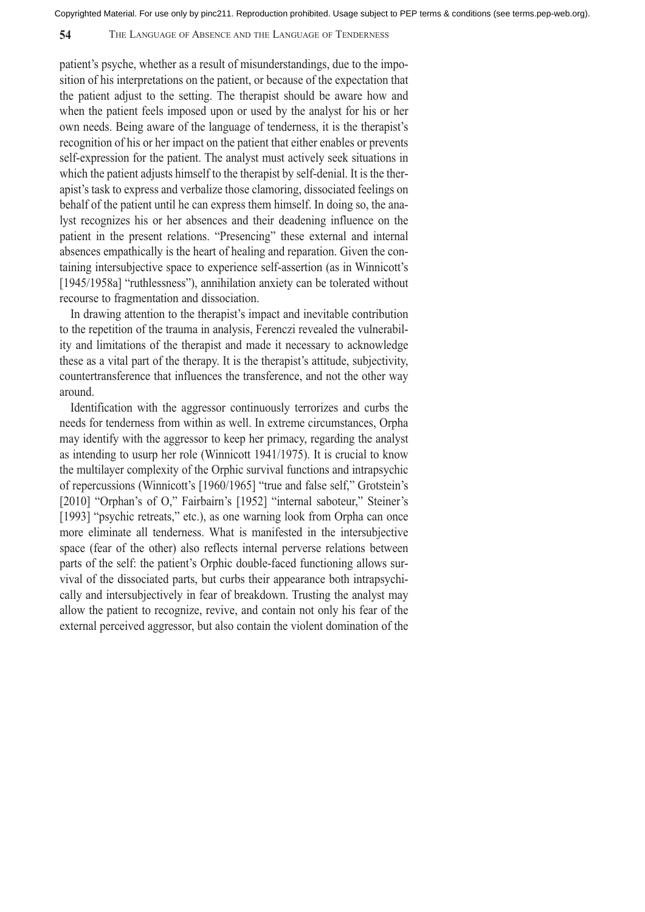patient's psyche, whether as a result of misunderstandings, due to the imposition of his interpretations on the patient, or because of the expectation that the patient adjust to the setting. The therapist should be aware how and when the patient feels imposed upon or used by the analyst for his or her own needs. Being aware of the language of tenderness, it is the therapist's recognition of his or her impact on the patient that either enables or prevents self-expression for the patient. The analyst must actively seek situations in which the patient adjusts himself to the therapist by self-denial. It is the therapist's task to express and verbalize those clamoring, dissociated feelings on behalf of the patient until he can express them himself. In doing so, the analyst recognizes his or her absences and their deadening influence on the patient in the present relations. "Presencing" these external and internal absences empathically is the heart of healing and reparation. Given the containing intersubjective space to experience self-assertion (as in Winnicott's [1945/1958a] "ruthlessness"), annihilation anxiety can be tolerated without recourse to fragmentation and dissociation.

In drawing attention to the therapist's impact and inevitable contribution to the repetition of the trauma in analysis, Ferenczi revealed the vulnerability and limitations of the therapist and made it necessary to acknowledge these as a vital part of the therapy. It is the therapist's attitude, subjectivity, countertransference that influences the transference, and not the other way around.

Identification with the aggressor continuously terrorizes and curbs the needs for tenderness from within as well. In extreme circumstances, Orpha may identify with the aggressor to keep her primacy, regarding the analyst as intending to usurp her role (Winnicott 1941/1975). It is crucial to know the multilayer complexity of the Orphic survival functions and intrapsychic of repercussions (Winnicott's [1960/1965] "true and false self," Grotstein's [2010] "Orphan's of O," Fairbairn's [1952] "internal saboteur," Steiner's [1993] "psychic retreats," etc.), as one warning look from Orpha can once more eliminate all tenderness. What is manifested in the intersubjective space (fear of the other) also reflects internal perverse relations between parts of the self: the patient's Orphic double-faced functioning allows survival of the dissociated parts, but curbs their appearance both intrapsychically and intersubjectively in fear of breakdown. Trusting the analyst may allow the patient to recognize, revive, and contain not only his fear of the external perceived aggressor, but also contain the violent domination of the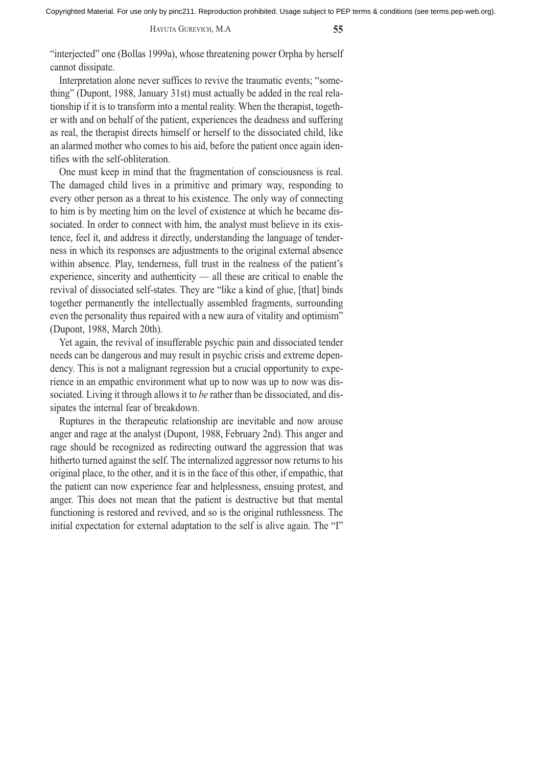"interjected" one (Bollas 1999a), whose threatening power Orpha by herself cannot dissipate.

Interpretation alone never suffices to revive the traumatic events; "something" (Dupont, 1988, January 31st) must actually be added in the real relationship if it is to transform into a mental reality. When the therapist, together with and on behalf of the patient, experiences the deadness and suffering as real, the therapist directs himself or herself to the dissociated child, like an alarmed mother who comes to his aid, before the patient once again identifies with the self-obliteration.

One must keep in mind that the fragmentation of consciousness is real. The damaged child lives in a primitive and primary way, responding to every other person as a threat to his existence. The only way of connecting to him is by meeting him on the level of existence at which he became dissociated. In order to connect with him, the analyst must believe in its existence, feel it, and address it directly, understanding the language of tenderness in which its responses are adjustments to the original external absence within absence. Play, tenderness, full trust in the realness of the patient's experience, sincerity and authenticity — all these are critical to enable the revival of dissociated self-states. They are "like a kind of glue, [that] binds together permanently the intellectually assembled fragments, surrounding even the personality thus repaired with a new aura of vitality and optimism" (Dupont, 1988, March 20th).

Yet again, the revival of insufferable psychic pain and dissociated tender needs can be dangerous and may result in psychic crisis and extreme dependency. This is not a malignant regression but a crucial opportunity to experience in an empathic environment what up to now was up to now was dissociated. Living it through allows it to *be* rather than be dissociated, and dissipates the internal fear of breakdown.

Ruptures in the therapeutic relationship are inevitable and now arouse anger and rage at the analyst (Dupont, 1988, February 2nd). This anger and rage should be recognized as redirecting outward the aggression that was hitherto turned against the self. The internalized aggressor now returns to his original place, to the other, and it is in the face of this other, if empathic, that the patient can now experience fear and helplessness, ensuing protest, and anger. This does not mean that the patient is destructive but that mental functioning is restored and revived, and so is the original ruthlessness. The initial expectation for external adaptation to the self is alive again. The "I"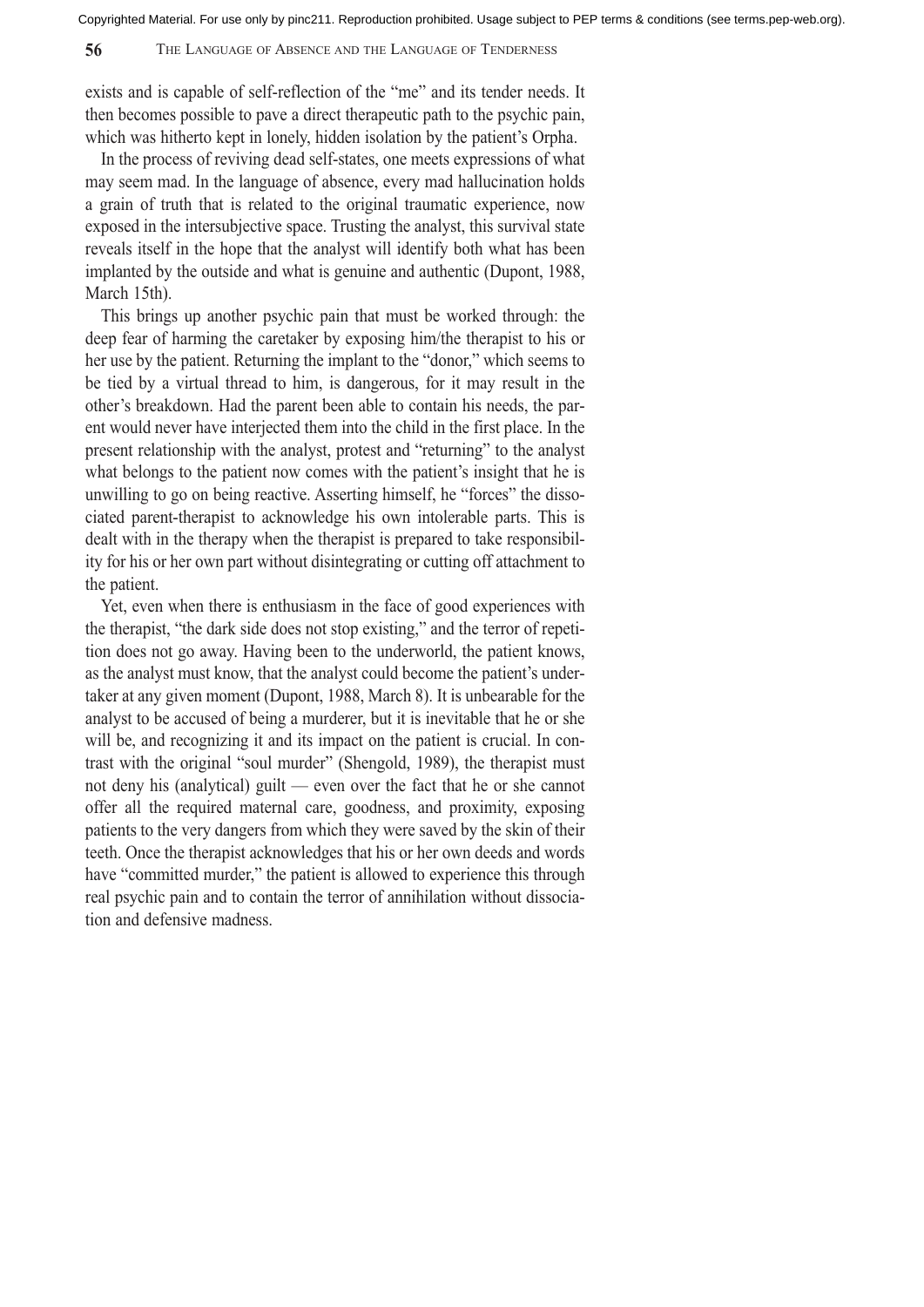exists and is capable of self-reflection of the "me" and its tender needs. It then becomes possible to pave a direct therapeutic path to the psychic pain, which was hitherto kept in lonely, hidden isolation by the patient's Orpha.

In the process of reviving dead self-states, one meets expressions of what may seem mad. In the language of absence, every mad hallucination holds a grain of truth that is related to the original traumatic experience, now exposed in the intersubjective space. Trusting the analyst, this survival state reveals itself in the hope that the analyst will identify both what has been implanted by the outside and what is genuine and authentic (Dupont, 1988, March 15th).

This brings up another psychic pain that must be worked through: the deep fear of harming the caretaker by exposing him/the therapist to his or her use by the patient. Returning the implant to the "donor," which seems to be tied by a virtual thread to him, is dangerous, for it may result in the other's breakdown. Had the parent been able to contain his needs, the parent would never have interjected them into the child in the first place. In the present relationship with the analyst, protest and "returning" to the analyst what belongs to the patient now comes with the patient's insight that he is unwilling to go on being reactive. Asserting himself, he "forces" the dissociated parent-therapist to acknowledge his own intolerable parts. This is dealt with in the therapy when the therapist is prepared to take responsibility for his or her own part without disintegrating or cutting off attachment to the patient.

Yet, even when there is enthusiasm in the face of good experiences with the therapist, "the dark side does not stop existing," and the terror of repetition does not go away. Having been to the underworld, the patient knows, as the analyst must know, that the analyst could become the patient's undertaker at any given moment (Dupont, 1988, March 8). It is unbearable for the analyst to be accused of being a murderer, but it is inevitable that he or she will be, and recognizing it and its impact on the patient is crucial. In contrast with the original "soul murder" (Shengold, 1989), the therapist must not deny his (analytical) guilt — even over the fact that he or she cannot offer all the required maternal care, goodness, and proximity, exposing patients to the very dangers from which they were saved by the skin of their teeth. Once the therapist acknowledges that his or her own deeds and words have "committed murder," the patient is allowed to experience this through real psychic pain and to contain the terror of annihilation without dissociation and defensive madness.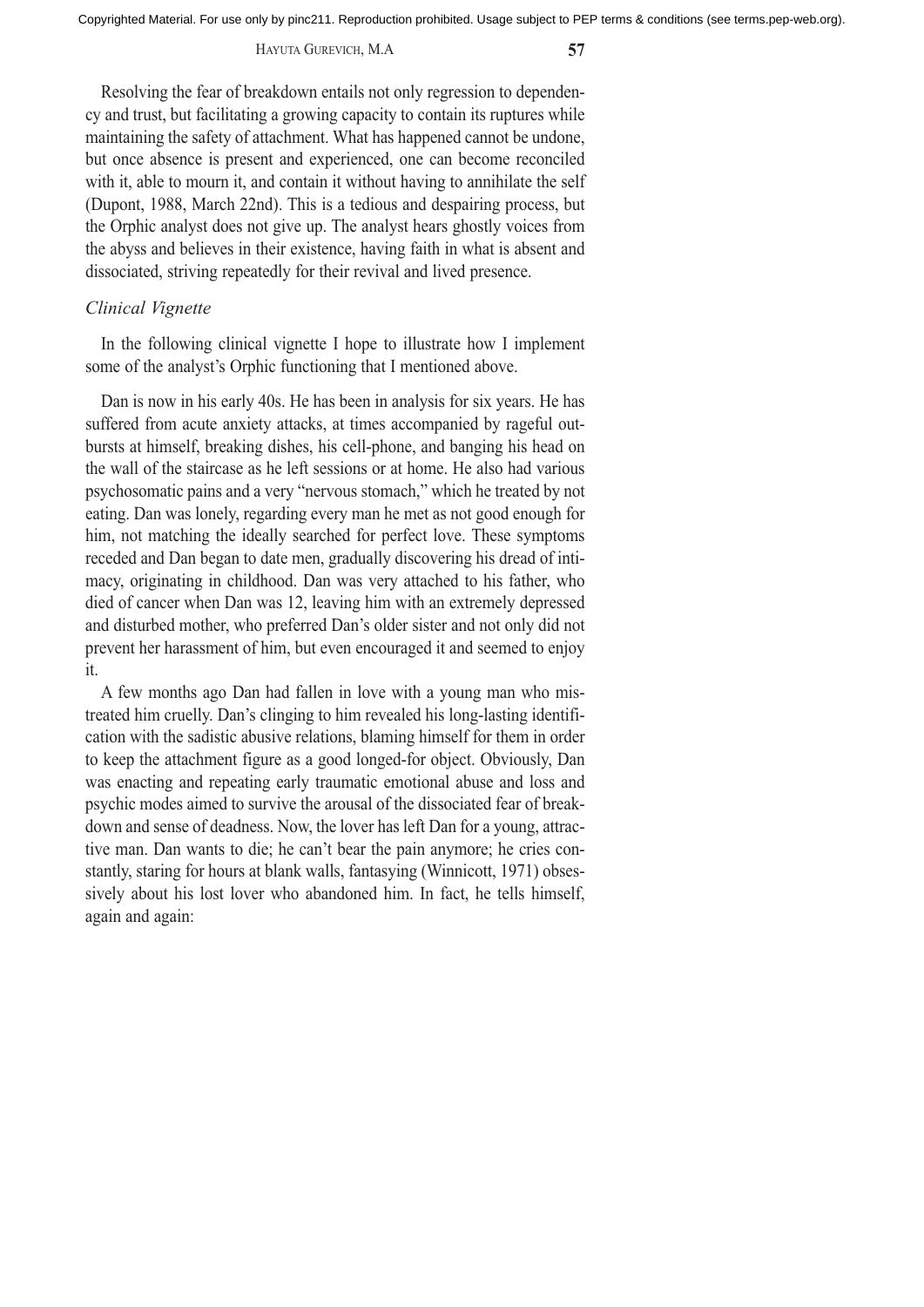Resolving the fear of breakdown entails not only regression to dependency and trust, but facilitating a growing capacity to contain its ruptures while maintaining the safety of attachment. What has happened cannot be undone, but once absence is present and experienced, one can become reconciled with it, able to mourn it, and contain it without having to annihilate the self (Dupont, 1988, March 22nd). This is a tedious and despairing process, but the Orphic analyst does not give up. The analyst hears ghostly voices from the abyss and believes in their existence, having faith in what is absent and dissociated, striving repeatedly for their revival and lived presence.

### *Clinical Vignette*

In the following clinical vignette I hope to illustrate how I implement some of the analyst's Orphic functioning that I mentioned above.

Dan is now in his early 40s. He has been in analysis for six years. He has suffered from acute anxiety attacks, at times accompanied by rageful outbursts at himself, breaking dishes, his cell-phone, and banging his head on the wall of the staircase as he left sessions or at home. He also had various psychosomatic pains and a very "nervous stomach," which he treated by not eating. Dan was lonely, regarding every man he met as not good enough for him, not matching the ideally searched for perfect love. These symptoms receded and Dan began to date men, gradually discovering his dread of intimacy, originating in childhood. Dan was very attached to his father, who died of cancer when Dan was 12, leaving him with an extremely depressed and disturbed mother, who preferred Dan's older sister and not only did not prevent her harassment of him, but even encouraged it and seemed to enjoy it.

A few months ago Dan had fallen in love with a young man who mistreated him cruelly. Dan's clinging to him revealed his long-lasting identification with the sadistic abusive relations, blaming himself for them in order to keep the attachment figure as a good longed-for object. Obviously, Dan was enacting and repeating early traumatic emotional abuse and loss and psychic modes aimed to survive the arousal of the dissociated fear of breakdown and sense of deadness. Now, the lover has left Dan for a young, attractive man. Dan wants to die; he can't bear the pain anymore; he cries constantly, staring for hours at blank walls, fantasying (Winnicott, 1971) obsessively about his lost lover who abandoned him. In fact, he tells himself, again and again: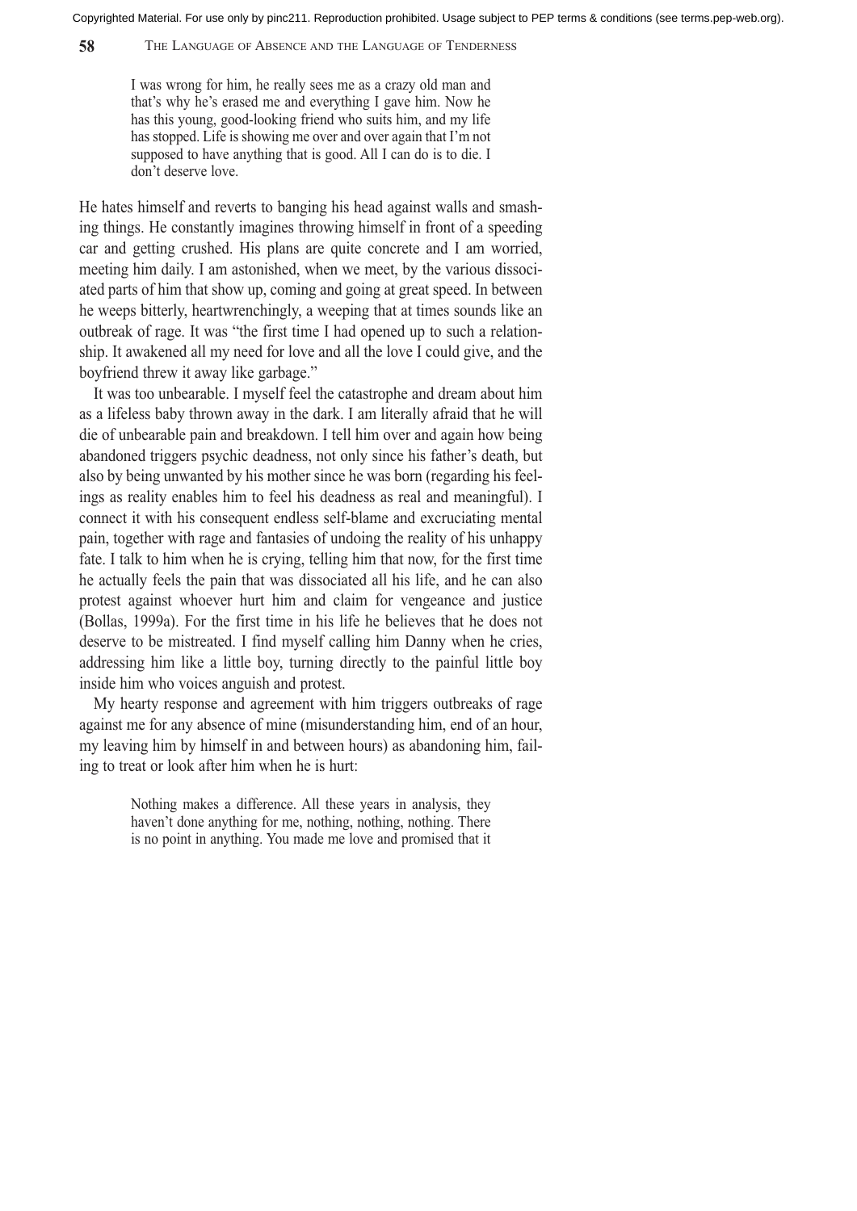> I was wrong for him, he really sees me as a crazy old man and that's why he's erased me and everything I gave him. Now he has this young, good-looking friend who suits him, and my life has stopped. Life is showing me over and over again that I'm not supposed to have anything that is good. All I can do is to die. I don't deserve love.

He hates himself and reverts to banging his head against walls and smashing things. He constantly imagines throwing himself in front of a speeding car and getting crushed. His plans are quite concrete and I am worried, meeting him daily. I am astonished, when we meet, by the various dissociated parts of him that show up, coming and going at great speed. In between he weeps bitterly, heartwrenchingly, a weeping that at times sounds like an outbreak of rage. It was "the first time I had opened up to such a relationship. It awakened all my need for love and all the love I could give, and the boyfriend threw it away like garbage."

It was too unbearable. I myself feel the catastrophe and dream about him as a lifeless baby thrown away in the dark. I am literally afraid that he will die of unbearable pain and breakdown. I tell him over and again how being abandoned triggers psychic deadness, not only since his father's death, but also by being unwanted by his mother since he was born (regarding his feelings as reality enables him to feel his deadness as real and meaningful). I connect it with his consequent endless self-blame and excruciating mental pain, together with rage and fantasies of undoing the reality of his unhappy fate. I talk to him when he is crying, telling him that now, for the first time he actually feels the pain that was dissociated all his life, and he can also protest against whoever hurt him and claim for vengeance and justice (Bollas, 1999a). For the first time in his life he believes that he does not deserve to be mistreated. I find myself calling him Danny when he cries, addressing him like a little boy, turning directly to the painful little boy inside him who voices anguish and protest.

My hearty response and agreement with him triggers outbreaks of rage against me for any absence of mine (misunderstanding him, end of an hour, my leaving him by himself in and between hours) as abandoning him, failing to treat or look after him when he is hurt:

> Nothing makes a difference. All these years in analysis, they haven't done anything for me, nothing, nothing, nothing. There is no point in anything. You made me love and promised that it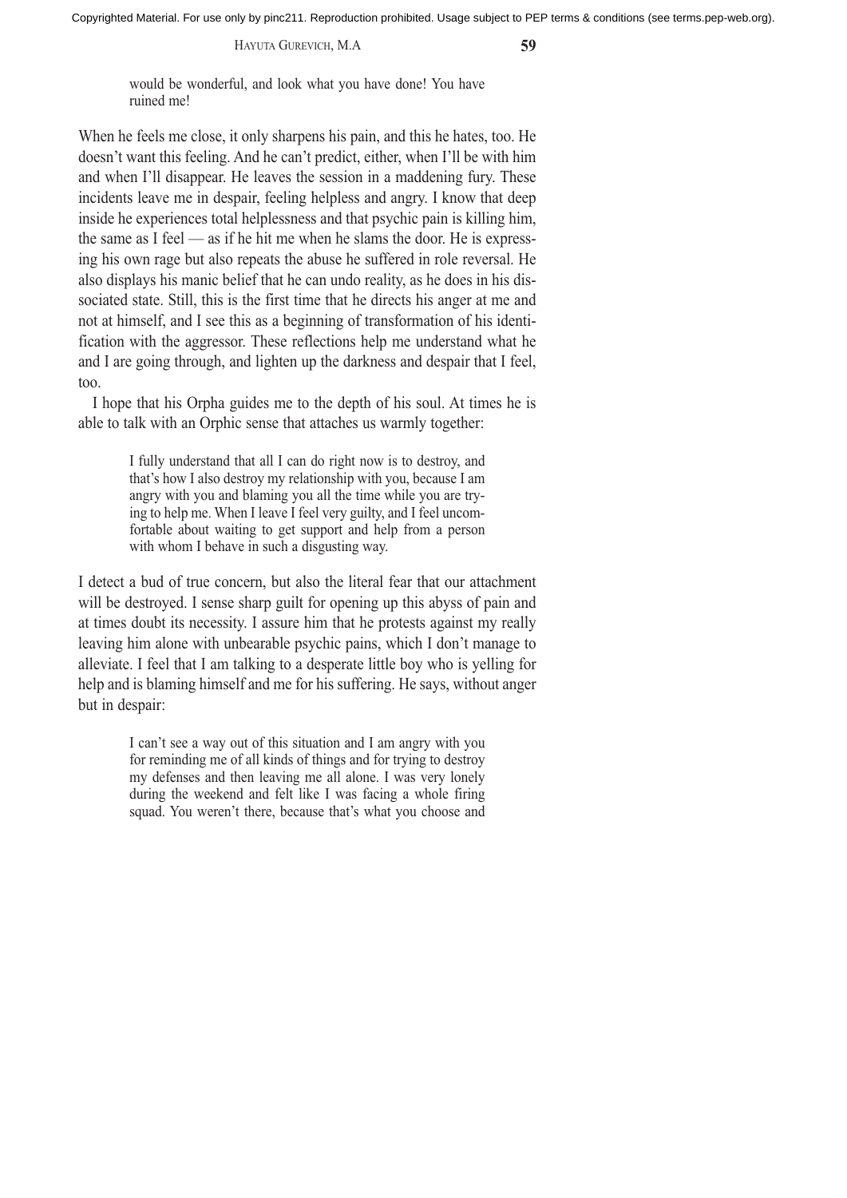> would be wonderful, and look what you have done! You have ruined me!

When he feels me close, it only sharpens his pain, and this he hates, too. He doesn't want this feeling. And he can't predict, either, when I'll be with him and when I'll disappear. He leaves the session in a maddening fury. These incidents leave me in despair, feeling helpless and angry. I know that deep inside he experiences total helplessness and that psychic pain is killing him, the same as I feel — as if he hit me when he slams the door. He is expressing his own rage but also repeats the abuse he suffered in role reversal. He also displays his manic belief that he can undo reality, as he does in his dissociated state. Still, this is the first time that he directs his anger at me and not at himself, and I see this as a beginning of transformation of his identification with the aggressor. These reflections help me understand what he and I are going through, and lighten up the darkness and despair that I feel, too.

I hope that his Orpha guides me to the depth of his soul. At times he is able to talk with an Orphic sense that attaches us warmly together:

> I fully understand that all I can do right now is to destroy, and that's how I also destroy my relationship with you, because I am angry with you and blaming you all the time while you are trying to help me. When I leave I feel very guilty, and I feel uncomfortable about waiting to get support and help from a person with whom I behave in such a disgusting way.

I detect a bud of true concern, but also the literal fear that our attachment will be destroyed. I sense sharp guilt for opening up this abyss of pain and at times doubt its necessity. I assure him that he protests against my really leaving him alone with unbearable psychic pains, which I don't manage to alleviate. I feel that I am talking to a desperate little boy who is yelling for help and is blaming himself and me for his suffering. He says, without anger but in despair:

> I can't see a way out of this situation and I am angry with you for reminding me of all kinds of things and for trying to destroy my defenses and then leaving me all alone. I was very lonely during the weekend and felt like I was facing a whole firing squad. You weren't there, because that's what you choose and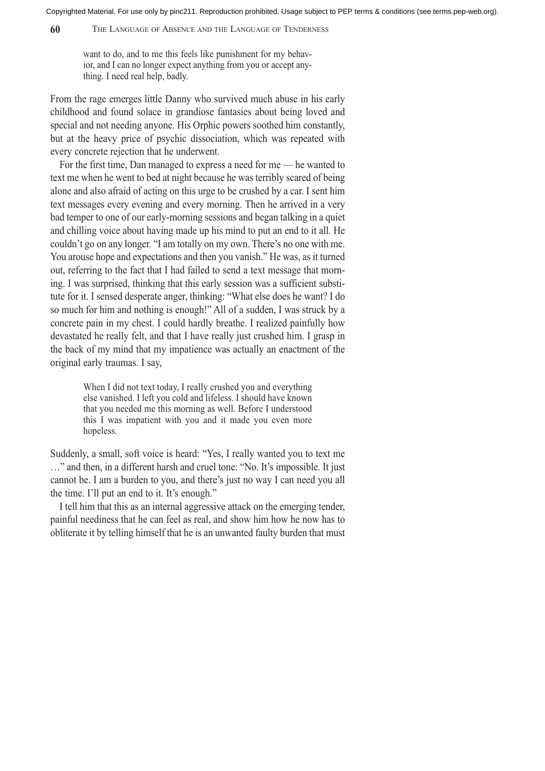> want to do, and to me this feels like punishment for my behavior, and I can no longer expect anything from you or accept anything. I need real help, badly.

From the rage emerges little Danny who survived much abuse in his early childhood and found solace in grandiose fantasies about being loved and special and not needing anyone. His Orphic powers soothed him constantly, but at the heavy price of psychic dissociation, which was repeated with every concrete rejection that he underwent.

For the first time, Dan managed to express a need for me — he wanted to text me when he went to bed at night because he was terribly scared of being alone and also afraid of acting on this urge to be crushed by a car. I sent him text messages every evening and every morning. Then he arrived in a very bad temper to one of our early-morning sessions and began talking in a quiet and chilling voice about having made up his mind to put an end to it all. He couldn't go on any longer. "I am totally on my own. There's no one with me. You arouse hope and expectations and then you vanish." He was, as it turned out, referring to the fact that I had failed to send a text message that morning. I was surprised, thinking that this early session was a sufficient substitute for it. I sensed desperate anger, thinking: "What else does he want? I do so much for him and nothing is enough!" All of a sudden, I was struck by a concrete pain in my chest. I could hardly breathe. I realized painfully how devastated he really felt, and that I have really just crushed him. I grasp in the back of my mind that my impatience was actually an enactment of the original early traumas. I say,

> When I did not text today, I really crushed you and everything else vanished. I left you cold and lifeless. I should have known that you needed me this morning as well. Before I understood this I was impatient with you and it made you even more hopeless.

Suddenly, a small, soft voice is heard: "Yes, I really wanted you to text me …" and then, in a different harsh and cruel tone: "No. It's impossible. It just cannot be. I am a burden to you, and there's just no way I can need you all the time. I'll put an end to it. It's enough."

I tell him that this as an internal aggressive attack on the emerging tender, painful neediness that he can feel as real, and show him how he now has to obliterate it by telling himself that he is an unwanted faulty burden that must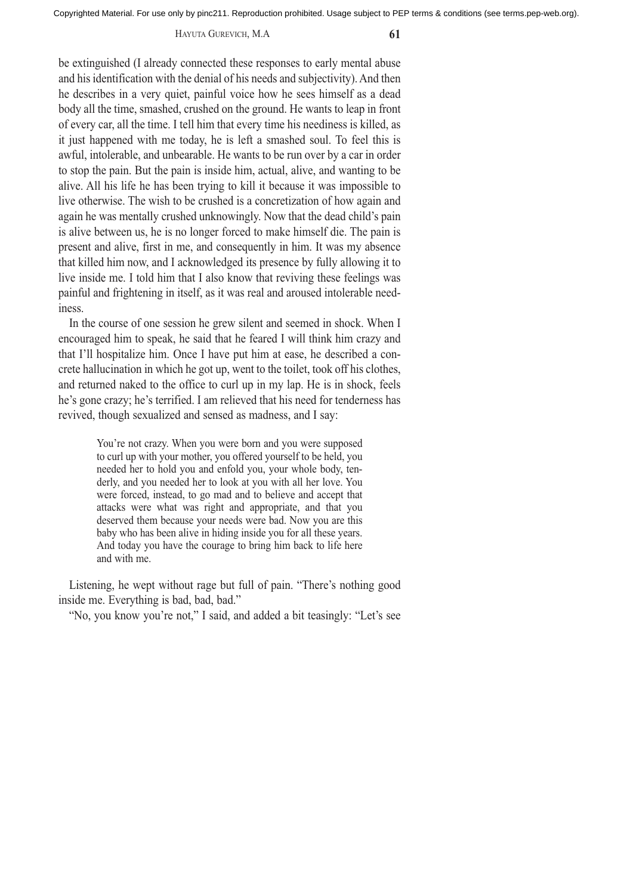be extinguished (I already connected these responses to early mental abuse and his identification with the denial of his needs and subjectivity). And then he describes in a very quiet, painful voice how he sees himself as a dead body all the time, smashed, crushed on the ground. He wants to leap in front of every car, all the time. I tell him that every time his neediness is killed, as it just happened with me today, he is left a smashed soul. To feel this is awful, intolerable, and unbearable. He wants to be run over by a car in order to stop the pain. But the pain is inside him, actual, alive, and wanting to be alive. All his life he has been trying to kill it because it was impossible to live otherwise. The wish to be crushed is a concretization of how again and again he was mentally crushed unknowingly. Now that the dead child's pain is alive between us, he is no longer forced to make himself die. The pain is present and alive, first in me, and consequently in him. It was my absence that killed him now, and I acknowledged its presence by fully allowing it to live inside me. I told him that I also know that reviving these feelings was painful and frightening in itself, as it was real and aroused intolerable neediness.

In the course of one session he grew silent and seemed in shock. When I encouraged him to speak, he said that he feared I will think him crazy and that I'll hospitalize him. Once I have put him at ease, he described a concrete hallucination in which he got up, went to the toilet, took off his clothes, and returned naked to the office to curl up in my lap. He is in shock, feels he's gone crazy; he's terrified. I am relieved that his need for tenderness has revived, though sexualized and sensed as madness, and I say:

> You're not crazy. When you were born and you were supposed to curl up with your mother, you offered yourself to be held, you needed her to hold you and enfold you, your whole body, tenderly, and you needed her to look at you with all her love. You were forced, instead, to go mad and to believe and accept that attacks were what was right and appropriate, and that you deserved them because your needs were bad. Now you are this baby who has been alive in hiding inside you for all these years. And today you have the courage to bring him back to life here and with me.

Listening, he wept without rage but full of pain. "There's nothing good inside me. Everything is bad, bad, bad."

"No, you know you're not," I said, and added a bit teasingly: "Let's see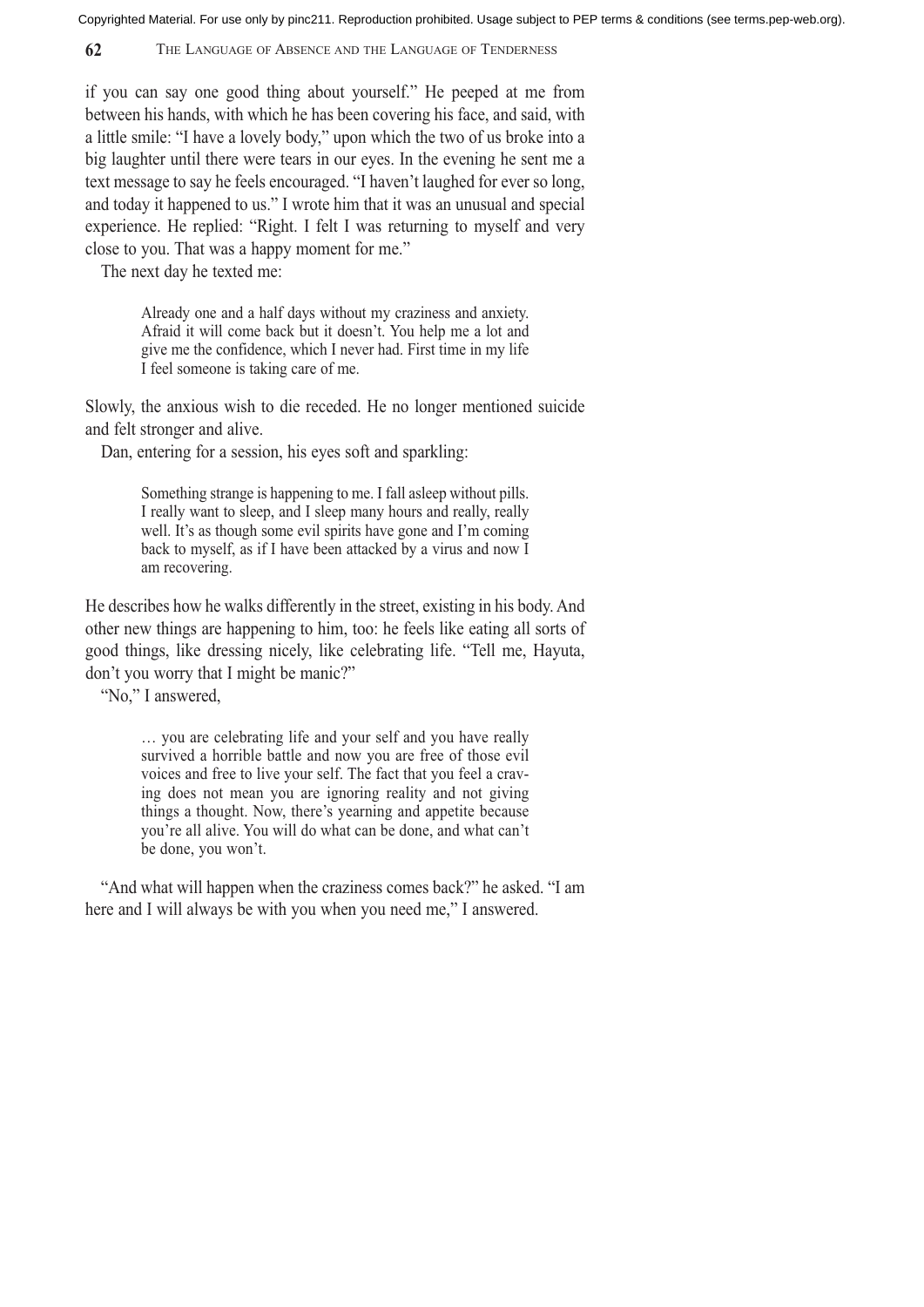if you can say one good thing about yourself." He peeped at me from between his hands, with which he has been covering his face, and said, with a little smile: "I have a lovely body," upon which the two of us broke into a big laughter until there were tears in our eyes. In the evening he sent me a text message to say he feels encouraged. "I haven't laughed for ever so long, and today it happened to us." I wrote him that it was an unusual and special experience. He replied: "Right. I felt I was returning to myself and very close to you. That was a happy moment for me."

The next day he texted me:

> Already one and a half days without my craziness and anxiety. Afraid it will come back but it doesn't. You help me a lot and give me the confidence, which I never had. First time in my life I feel someone is taking care of me.

Slowly, the anxious wish to die receded. He no longer mentioned suicide and felt stronger and alive.

Dan, entering for a session, his eyes soft and sparkling:

> Something strange is happening to me. I fall asleep without pills. I really want to sleep, and I sleep many hours and really, really well. It's as though some evil spirits have gone and I'm coming back to myself, as if I have been attacked by a virus and now I am recovering.

He describes how he walks differently in the street, existing in his body. And other new things are happening to him, too: he feels like eating all sorts of good things, like dressing nicely, like celebrating life. "Tell me, Hayuta, don't you worry that I might be manic?"

"No," I answered,

> … you are celebrating life and your self and you have really survived a horrible battle and now you are free of those evil voices and free to live your self. The fact that you feel a craving does not mean you are ignoring reality and not giving things a thought. Now, there's yearning and appetite because you're all alive. You will do what can be done, and what can't be done, you won't.

"And what will happen when the craziness comes back?" he asked. "I am here and I will always be with you when you need me," I answered.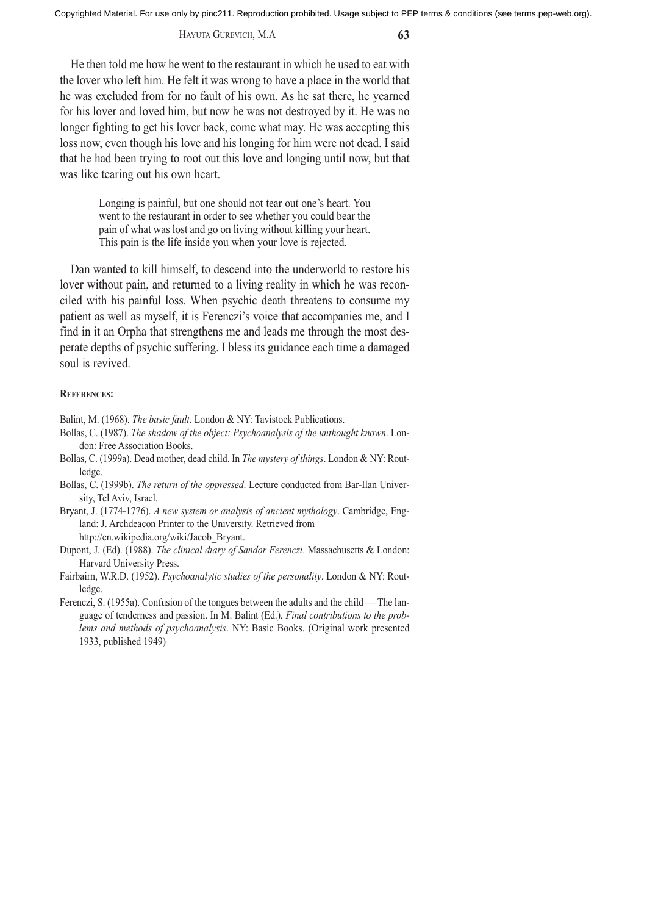He then told me how he went to the restaurant in which he used to eat with the lover who left him. He felt it was wrong to have a place in the world that he was excluded from for no fault of his own. As he sat there, he yearned for his lover and loved him, but now he was not destroyed by it. He was no longer fighting to get his lover back, come what may. He was accepting this loss now, even though his love and his longing for him were not dead. I said that he had been trying to root out this love and longing until now, but that was like tearing out his own heart.

> Longing is painful, but one should not tear out one's heart. You went to the restaurant in order to see whether you could bear the pain of what was lost and go on living without killing your heart. This pain is the life inside you when your love is rejected.

Dan wanted to kill himself, to descend into the underworld to restore his lover without pain, and returned to a living reality in which he was reconciled with his painful loss. When psychic death threatens to consume my patient as well as myself, it is Ferenczi's voice that accompanies me, and I find in it an Orpha that strengthens me and leads me through the most desperate depths of psychic suffering. I bless its guidance each time a damaged soul is revived.

**References:**

Balint, M. (1968). *The basic fault*. London & NY: Tavistock Publications.

Bollas, C. (1987). *The shadow of the object: Psychoanalysis of the unthought known*. London: Free Association Books.

Bollas, C. (1999a). Dead mother, dead child. In *The mystery of things*. London & NY: Routledge.

Bollas, C. (1999b). *The return of the oppressed*. Lecture conducted from Bar-Ilan University, Tel Aviv, Israel.

Bryant, J. (1774-1776). *A new system or analysis of ancient mythology*. Cambridge, England: J. Archdeacon Printer to the University. Retrieved from http://en.wikipedia.org/wiki/Jacob_Bryant.

Dupont, J. (Ed). (1988). *The clinical diary of Sandor Ferenczi*. Massachusetts & London: Harvard University Press.

Fairbairn, W.R.D. (1952). *Psychoanalytic studies of the personality*. London & NY: Routledge.

Ferenczi, S. (1955a). Confusion of the tongues between the adults and the child — The language of tenderness and passion. In M. Balint (Ed.), *Final contributions to the problems and methods of psychoanalysis*. NY: Basic Books. (Original work presented 1933, published 1949)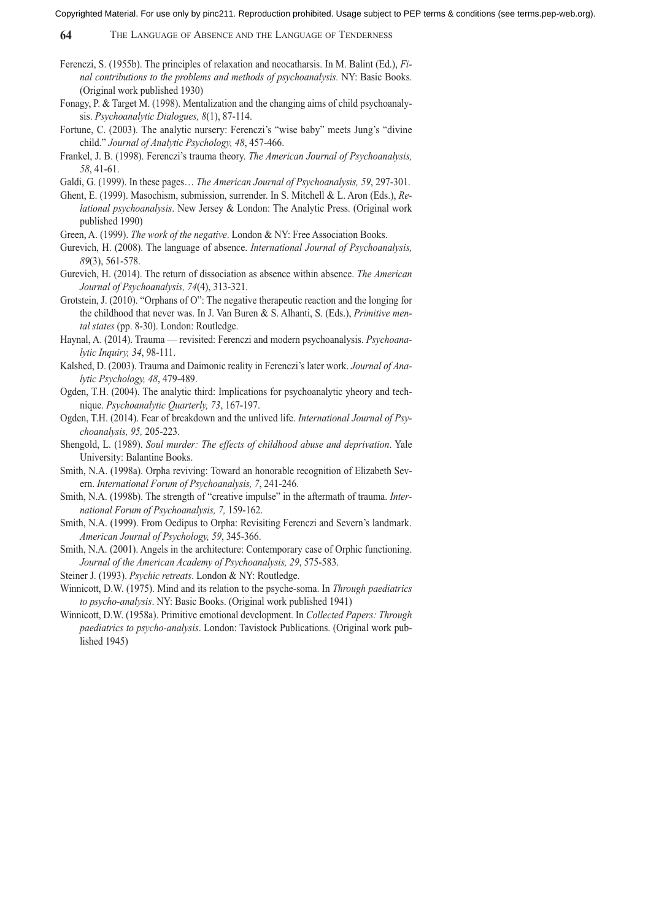Ferenczi, S. (1955b). The principles of relaxation and neocatharsis. In M. Balint (Ed.), *Final contributions to the problems and methods of psychoanalysis.* NY: Basic Books. (Original work published 1930)

Fonagy, P. & Target M. (1998). Mentalization and the changing aims of child psychoanalysis. *Psychoanalytic Dialogues, 8*(1), 87-114.

Fortune, C. (2003). The analytic nursery: Ferenczi's "wise baby" meets Jung's "divine child." *Journal of Analytic Psychology, 48*, 457-466.

Frankel, J. B. (1998). Ferenczi's trauma theory. *The American Journal of Psychoanalysis, 58*, 41-61.

Galdi, G. (1999). In these pages… *The American Journal of Psychoanalysis, 59*, 297-301.

Ghent, E. (1999). Masochism, submission, surrender. In S. Mitchell & L. Aron (Eds.), *Relational psychoanalysis*. New Jersey & London: The Analytic Press. (Original work published 1990)

Green, A. (1999). *The work of the negative*. London & NY: Free Association Books.

Gurevich, H. (2008). The language of absence. *International Journal of Psychoanalysis, 89*(3), 561-578.

Gurevich, H. (2014). The return of dissociation as absence within absence. *The American Journal of Psychoanalysis, 74*(4), 313-321.

Grotstein, J. (2010). "Orphans of O": The negative therapeutic reaction and the longing for the childhood that never was. In J. Van Buren & S. Alhanti, S. (Eds.), *Primitive mental states* (pp. 8-30). London: Routledge.

Haynal, A. (2014). Trauma — revisited: Ferenczi and modern psychoanalysis. *Psychoanalytic Inquiry, 34*, 98-111.

Kalshed, D. (2003). Trauma and Daimonic reality in Ferenczi's later work. *Journal of Analytic Psychology, 48*, 479-489.

Ogden, T.H. (2004). The analytic third: Implications for psychoanalytic yheory and technique. *Psychoanalytic Quarterly, 73*, 167-197.

Ogden, T.H. (2014). Fear of breakdown and the unlived life. *International Journal of Psychoanalysis, 95,* 205-223.

Shengold, L. (1989). *Soul murder: The effects of childhood abuse and deprivation*. Yale University: Balantine Books.

Smith, N.A. (1998a). Orpha reviving: Toward an honorable recognition of Elizabeth Severn. *International Forum of Psychoanalysis, 7*, 241-246.

Smith, N.A. (1998b). The strength of "creative impulse" in the aftermath of trauma. *International Forum of Psychoanalysis, 7,* 159-162.

Smith, N.A. (1999). From Oedipus to Orpha: Revisiting Ferenczi and Severn's landmark. *American Journal of Psychology, 59*, 345-366.

Smith, N.A. (2001). Angels in the architecture: Contemporary case of Orphic functioning. *Journal of the American Academy of Psychoanalysis, 29*, 575-583.

Steiner J. (1993). *Psychic retreats*. London & NY: Routledge.

Winnicott, D.W. (1975). Mind and its relation to the psyche-soma. In *Through paediatrics to psycho-analysis*. NY: Basic Books. (Original work published 1941)

Winnicott, D.W. (1958a). Primitive emotional development. In *Collected Papers: Through paediatrics to psycho-analysis*. London: Tavistock Publications. (Original work published 1945)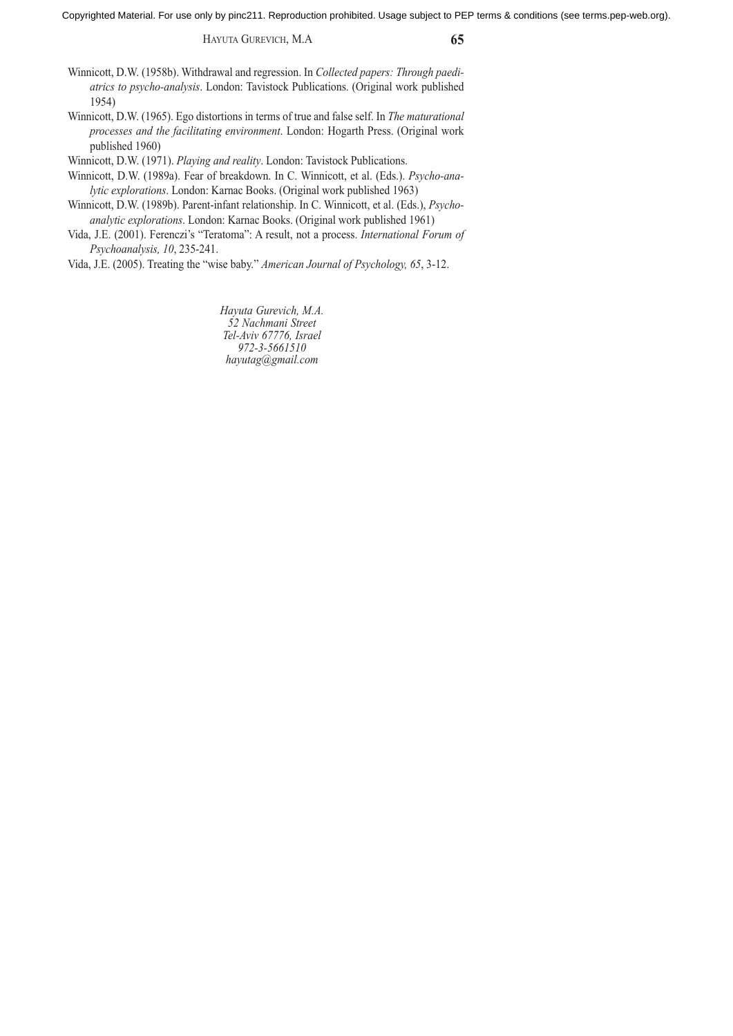Winnicott, D.W. (1958b). Withdrawal and regression. In *Collected papers: Through paediatrics to psycho-analysis*. London: Tavistock Publications. (Original work published 1954)

Winnicott, D.W. (1965). Ego distortions in terms of true and false self. In *The maturational processes and the facilitating environment*. London: Hogarth Press. (Original work published 1960)

Winnicott, D.W. (1971). *Playing and reality*. London: Tavistock Publications.

Winnicott, D.W. (1989a). Fear of breakdown. In C. Winnicott, et al. (Eds.). *Psycho-analytic explorations*. London: Karnac Books. (Original work published 1963)

Winnicott, D.W. (1989b). Parent-infant relationship. In C. Winnicott, et al. (Eds.), *Psycho-analytic explorations*. London: Karnac Books. (Original work published 1961)

Vida, J.E. (2001). Ferenczi's "Teratoma": A result, not a process. *International Forum of Psychoanalysis, 10*, 235-241.

Vida, J.E. (2005). Treating the "wise baby." *American Journal of Psychology, 65*, 3-12.

*Hayuta Gurevich, M.A.*
*52 Nachmani Street*
*Tel-Aviv 67776, Israel*
*972-3-5661510*
*hayutag@gmail.com*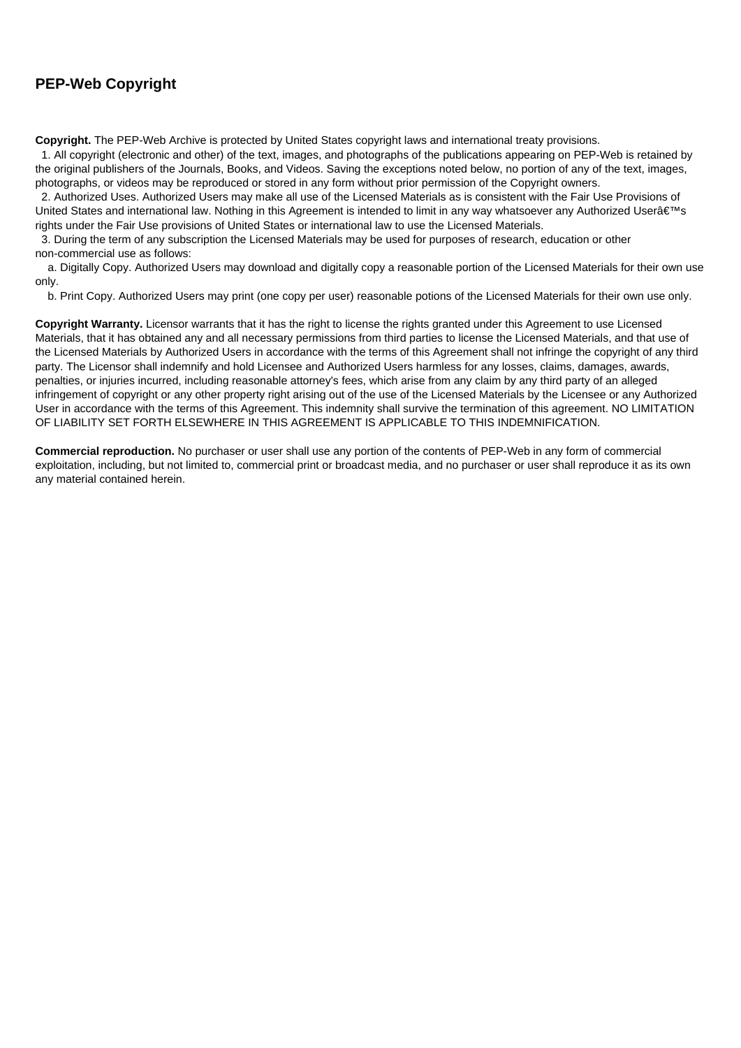## PEP-Web Copyright

**Copyright.** The PEP-Web Archive is protected by United States copyright laws and international treaty provisions.

1. All copyright (electronic and other) of the text, images, and photographs of the publications appearing on PEP-Web is retained by the original publishers of the Journals, Books, and Videos. Saving the exceptions noted below, no portion of any of the text, images, photographs, or videos may be reproduced or stored in any form without prior permission of the Copyright owners.
2. Authorized Uses. Authorized Users may make all use of the Licensed Materials as is consistent with the Fair Use Provisions of United States and international law. Nothing in this Agreement is intended to limit in any way whatsoever any Authorized Userâ€™s rights under the Fair Use provisions of United States or international law to use the Licensed Materials.
3. During the term of any subscription the Licensed Materials may be used for purposes of research, education or other non-commercial use as follows:
   a. Digitally Copy. Authorized Users may download and digitally copy a reasonable portion of the Licensed Materials for their own use only.
   b. Print Copy. Authorized Users may print (one copy per user) reasonable potions of the Licensed Materials for their own use only.

**Copyright Warranty.** Licensor warrants that it has the right to license the rights granted under this Agreement to use Licensed Materials, that it has obtained any and all necessary permissions from third parties to license the Licensed Materials, and that use of the Licensed Materials by Authorized Users in accordance with the terms of this Agreement shall not infringe the copyright of any third party. The Licensor shall indemnify and hold Licensee and Authorized Users harmless for any losses, claims, damages, awards, penalties, or injuries incurred, including reasonable attorney's fees, which arise from any claim by any third party of an alleged infringement of copyright or any other property right arising out of the use of the Licensed Materials by the Licensee or any Authorized User in accordance with the terms of this Agreement. This indemnity shall survive the termination of this agreement. NO LIMITATION OF LIABILITY SET FORTH ELSEWHERE IN THIS AGREEMENT IS APPLICABLE TO THIS INDEMNIFICATION.

**Commercial reproduction.** No purchaser or user shall use any portion of the contents of PEP-Web in any form of commercial exploitation, including, but not limited to, commercial print or broadcast media, and no purchaser or user shall reproduce it as its own any material contained herein.